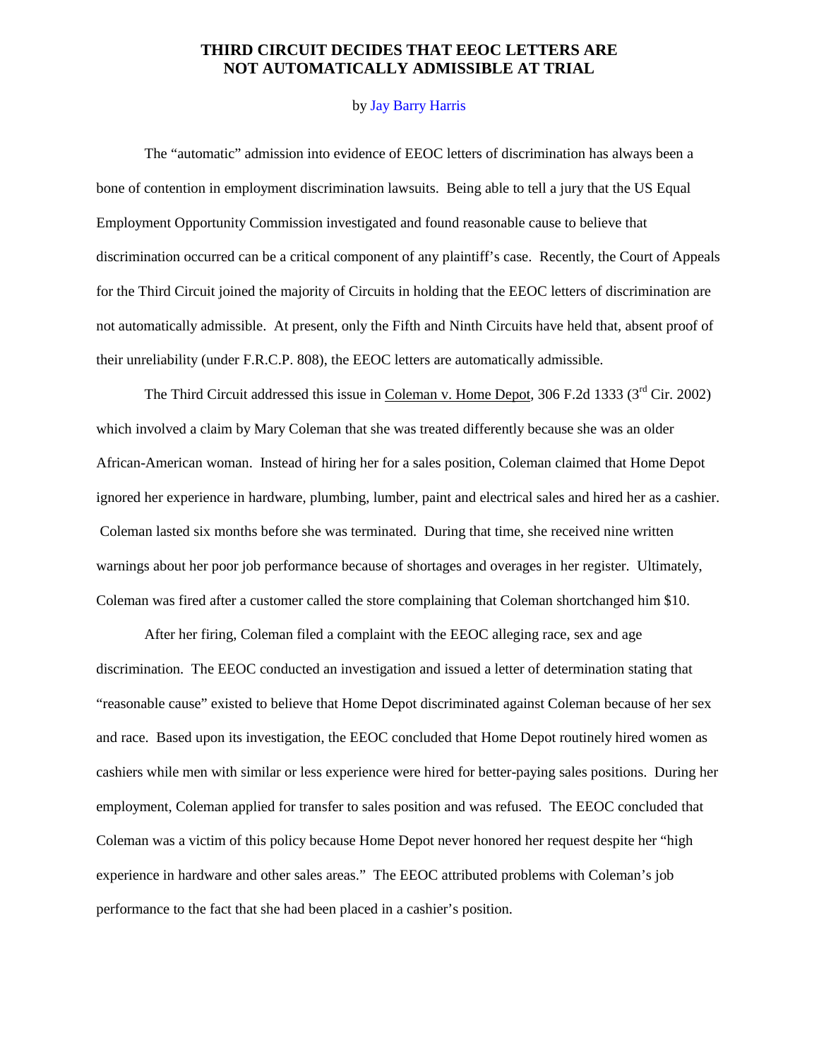# THIRD CIRCUIT DECIDES THAT EEOC LETTERS ARE NOT AUTOMATICALLY ADMISSIBLE AT TRIAL

by Jay Barry Harris

The "automatic" admission into evidence of EEOC letters of discrimination has always been a bone of contention in employment discrimination lawsuits. Being able to tell a jury that the US Equal Employment Opportunity Commission investigated and found reasonable cause to believe that discrimination occurred can be a critical component of any plaintiff's case. Recently, the Court of Appeals for the Third Circuit joined the majority of Circuits in holding that the EEOC letters of discrimination are not automatically admissible. At present, only the Fifth and Ninth Circuits have held that, absent proof of their unreliability (under F.R.C.P. 808), the EEOC letters are automatically admissible.

The Third Circuit addressed this issue in Coleman v. Home Depot, 306 F.2d 1333 (3rd Cir. 2002) which involved a claim by Mary Coleman that she was treated differently because she was an older African-American woman. Instead of hiring her for a sales position, Coleman claimed that Home Depot ignored her experience in hardware, plumbing, lumber, paint and electrical sales and hired her as a cashier. Coleman lasted six months before she was terminated. During that time, she received nine written warnings about her poor job performance because of shortages and overages in her register. Ultimately, Coleman was fired after a customer called the store complaining that Coleman shortchanged him $10.

After her firing, Coleman filed a complaint with the EEOC alleging race, sex and age discrimination. The EEOC conducted an investigation and issued a letter of determination stating that "reasonable cause" existed to believe that Home Depot discriminated against Coleman because of her sex and race. Based upon its investigation, the EEOC concluded that Home Depot routinely hired women as cashiers while men with similar or less experience were hired for better-paying sales positions. During her employment, Coleman applied for transfer to sales position and was refused. The EEOC concluded that Coleman was a victim of this policy because Home Depot never honored her request despite her "high experience in hardware and other sales areas." The EEOC attributed problems with Coleman's job performance to the fact that she had been placed in a cashier's position.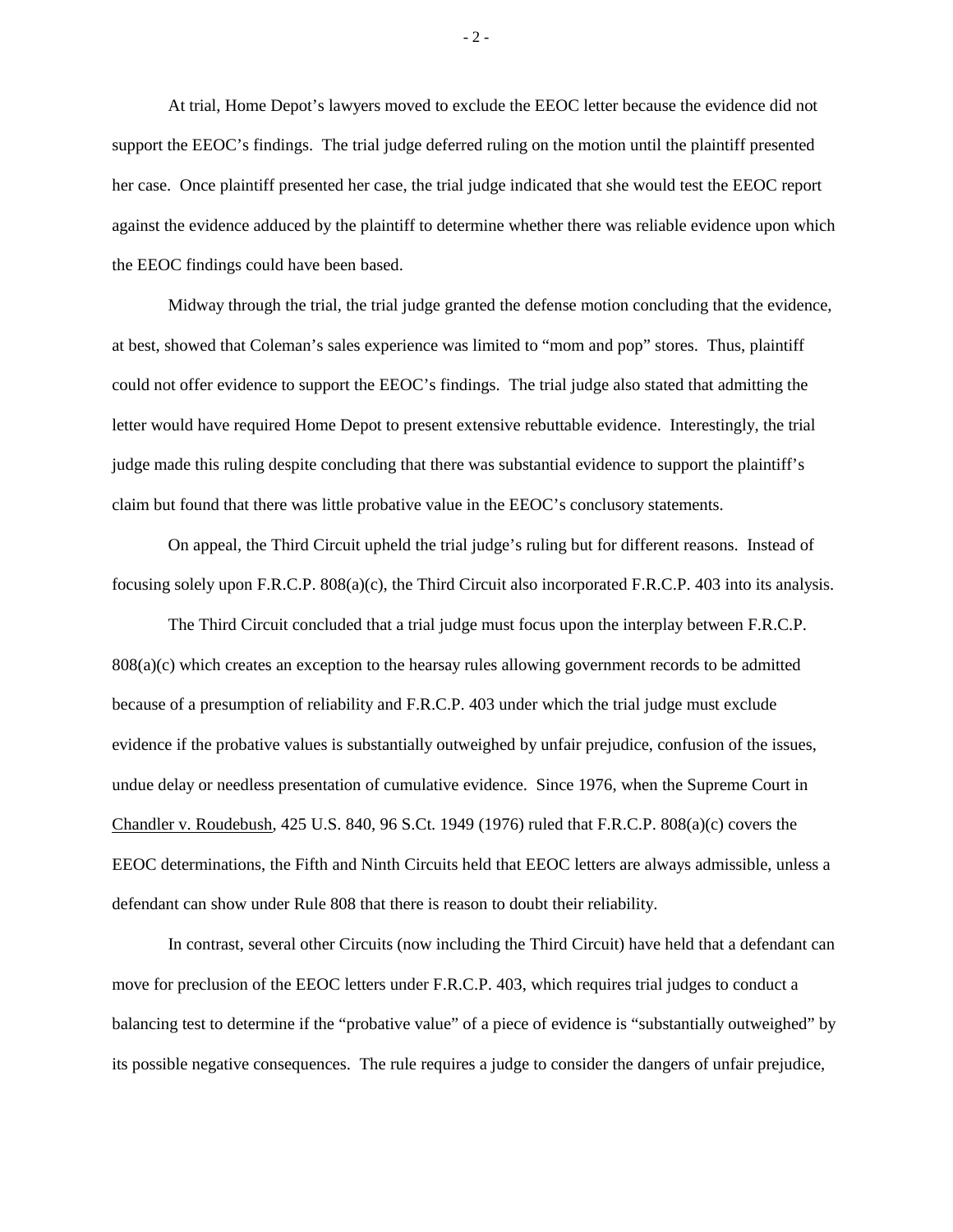At trial, Home Depot's lawyers moved to exclude the EEOC letter because the evidence did not support the EEOC's findings. The trial judge deferred ruling on the motion until the plaintiff presented her case. Once plaintiff presented her case, the trial judge indicated that she would test the EEOC report against the evidence adduced by the plaintiff to determine whether there was reliable evidence upon which the EEOC findings could have been based.

Midway through the trial, the trial judge granted the defense motion concluding that the evidence, at best, showed that Coleman's sales experience was limited to "mom and pop" stores. Thus, plaintiff could not offer evidence to support the EEOC's findings. The trial judge also stated that admitting the letter would have required Home Depot to present extensive rebuttable evidence. Interestingly, the trial judge made this ruling despite concluding that there was substantial evidence to support the plaintiff's claim but found that there was little probative value in the EEOC's conclusory statements.

On appeal, the Third Circuit upheld the trial judge's ruling but for different reasons. Instead of focusing solely upon F.R.C.P. 808(a)(c), the Third Circuit also incorporated F.R.C.P. 403 into its analysis.

The Third Circuit concluded that a trial judge must focus upon the interplay between F.R.C.P. 808(a)(c) which creates an exception to the hearsay rules allowing government records to be admitted because of a presumption of reliability and F.R.C.P. 403 under which the trial judge must exclude evidence if the probative values is substantially outweighed by unfair prejudice, confusion of the issues, undue delay or needless presentation of cumulative evidence. Since 1976, when the Supreme Court in Chandler v. Roudebush, 425 U.S. 840, 96 S.Ct. 1949 (1976) ruled that F.R.C.P. 808(a)(c) covers the EEOC determinations, the Fifth and Ninth Circuits held that EEOC letters are always admissible, unless a defendant can show under Rule 808 that there is reason to doubt their reliability.

In contrast, several other Circuits (now including the Third Circuit) have held that a defendant can move for preclusion of the EEOC letters under F.R.C.P. 403, which requires trial judges to conduct a balancing test to determine if the "probative value" of a piece of evidence is "substantially outweighed" by its possible negative consequences. The rule requires a judge to consider the dangers of unfair prejudice,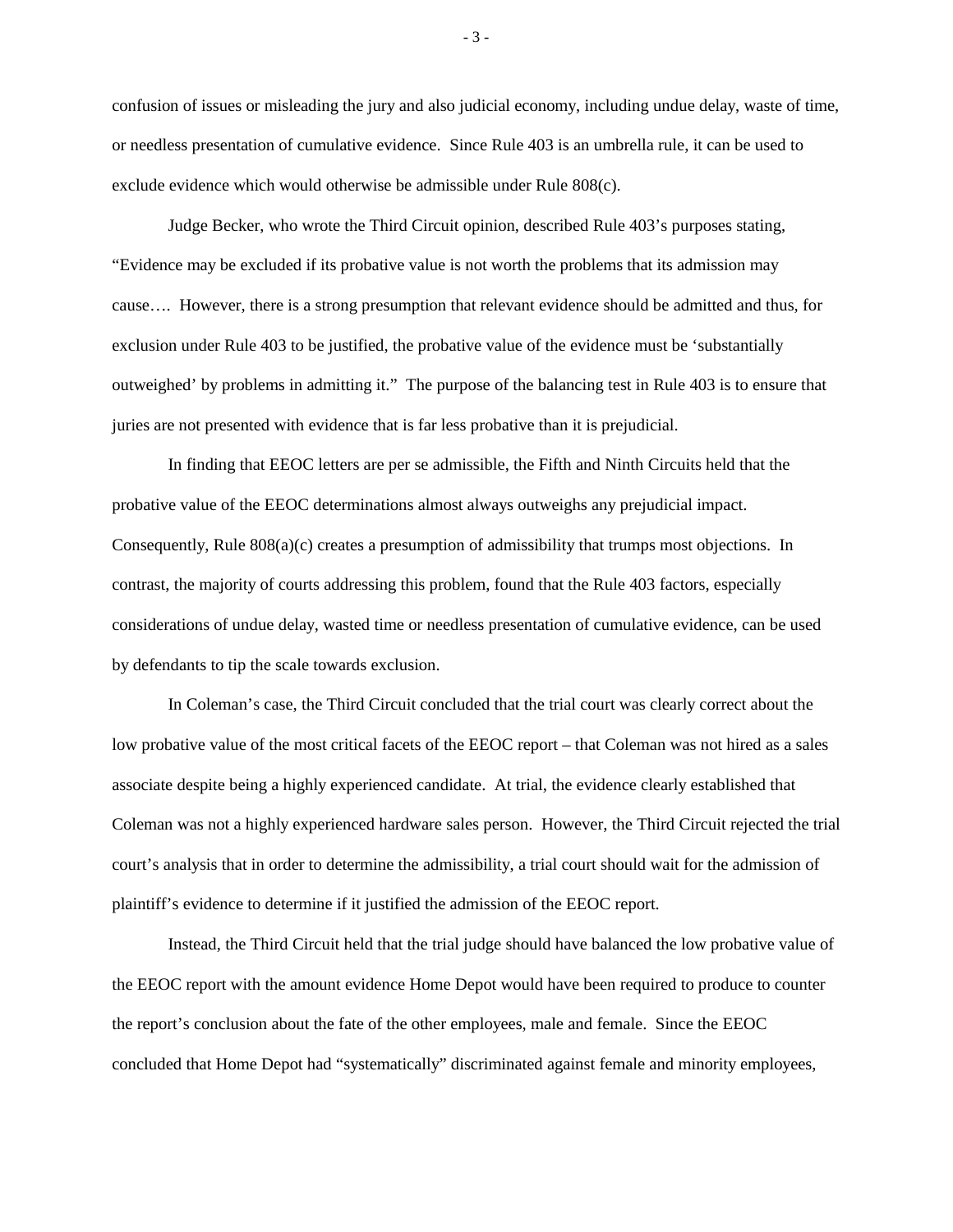confusion of issues or misleading the jury and also judicial economy, including undue delay, waste of time, or needless presentation of cumulative evidence. Since Rule 403 is an umbrella rule, it can be used to exclude evidence which would otherwise be admissible under Rule 808(c).

Judge Becker, who wrote the Third Circuit opinion, described Rule 403's purposes stating, "Evidence may be excluded if its probative value is not worth the problems that its admission may cause…. However, there is a strong presumption that relevant evidence should be admitted and thus, for exclusion under Rule 403 to be justified, the probative value of the evidence must be 'substantially outweighed' by problems in admitting it." The purpose of the balancing test in Rule 403 is to ensure that juries are not presented with evidence that is far less probative than it is prejudicial.

In finding that EEOC letters are per se admissible, the Fifth and Ninth Circuits held that the probative value of the EEOC determinations almost always outweighs any prejudicial impact. Consequently, Rule 808(a)(c) creates a presumption of admissibility that trumps most objections. In contrast, the majority of courts addressing this problem, found that the Rule 403 factors, especially considerations of undue delay, wasted time or needless presentation of cumulative evidence, can be used by defendants to tip the scale towards exclusion.

In Coleman's case, the Third Circuit concluded that the trial court was clearly correct about the low probative value of the most critical facets of the EEOC report – that Coleman was not hired as a sales associate despite being a highly experienced candidate. At trial, the evidence clearly established that Coleman was not a highly experienced hardware sales person. However, the Third Circuit rejected the trial court's analysis that in order to determine the admissibility, a trial court should wait for the admission of plaintiff's evidence to determine if it justified the admission of the EEOC report.

Instead, the Third Circuit held that the trial judge should have balanced the low probative value of the EEOC report with the amount evidence Home Depot would have been required to produce to counter the report's conclusion about the fate of the other employees, male and female. Since the EEOC concluded that Home Depot had "systematically" discriminated against female and minority employees,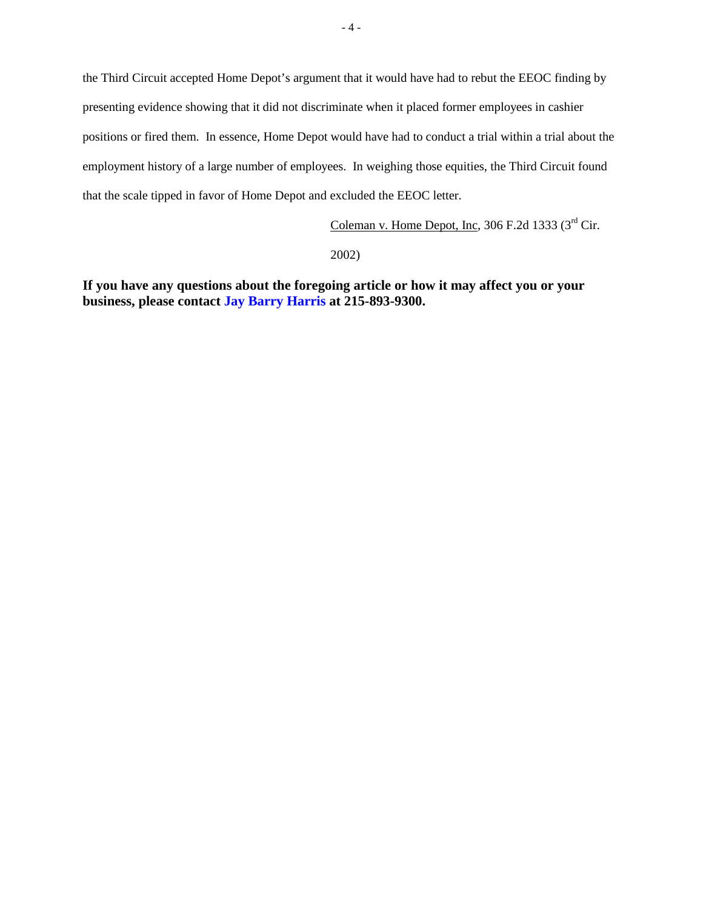the Third Circuit accepted Home Depot's argument that it would have had to rebut the EEOC finding by presenting evidence showing that it did not discriminate when it placed former employees in cashier positions or fired them. In essence, Home Depot would have had to conduct a trial within a trial about the employment history of a large number of employees. In weighing those equities, the Third Circuit found that the scale tipped in favor of Home Depot and excluded the EEOC letter.

Coleman v. Home Depot, Inc, 306 F.2d 1333 (3rd Cir. 2002)

**If you have any questions about the foregoing article or how it may affect you or your business, please contact Jay Barry Harris at 215-893-9300.**